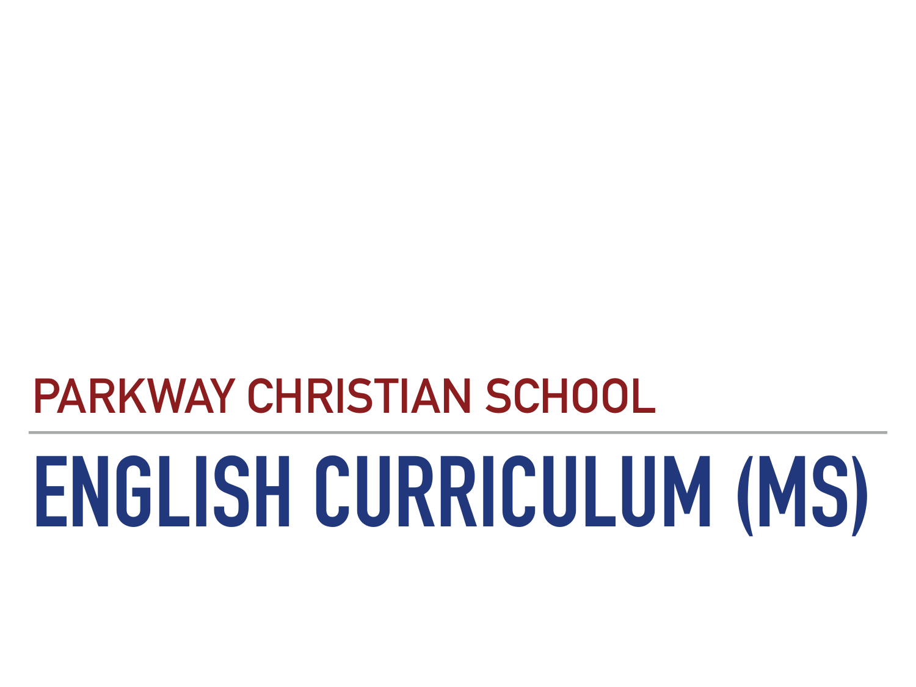## PARKWAY CHRISTIAN SCHOOL

# ENGLISH CURRICULUM (MS)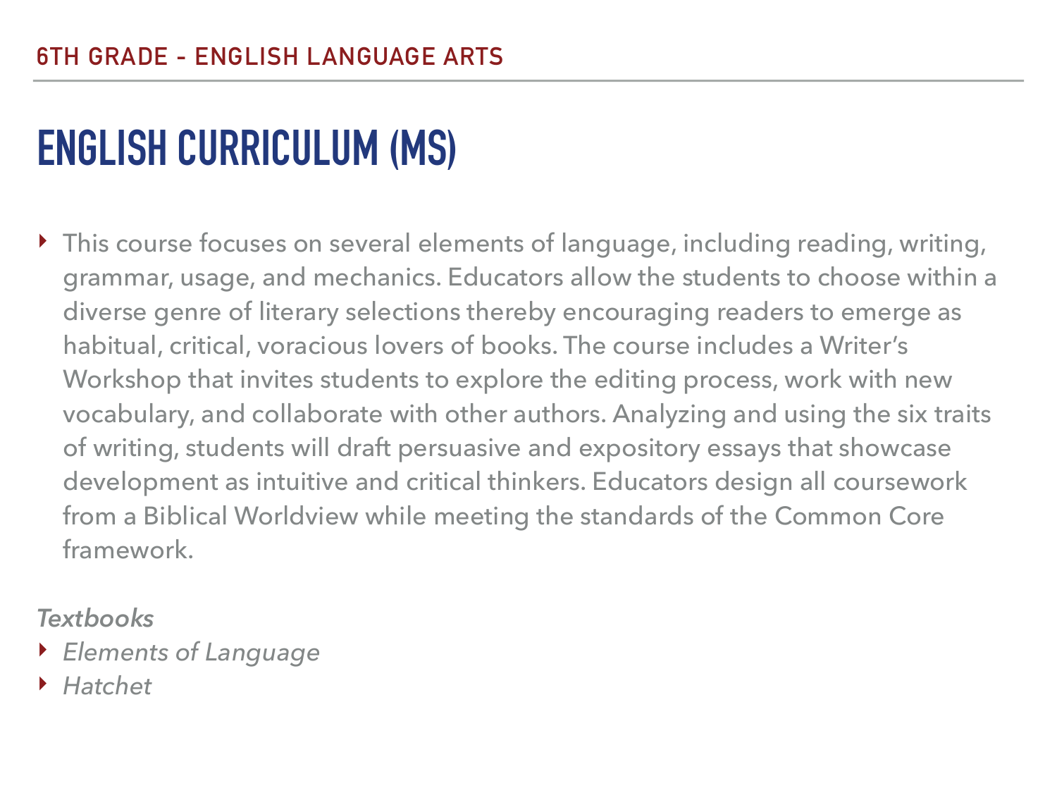6TH GRADE - ENGLISH LANGUAGE ARTS

# ENGLISH CURRICULUM (MS)

- This course focuses on several elements of language, including reading, writing, grammar, usage, and mechanics. Educators allow the students to choose within a diverse genre of literary selections thereby encouraging readers to emerge as habitual, critical, voracious lovers of books. The course includes a Writer's Workshop that invites students to explore the editing process, work with new vocabulary, and collaborate with other authors. Analyzing and using the six traits of writing, students will draft persuasive and expository essays that showcase development as intuitive and critical thinkers. Educators design all coursework from a Biblical Worldview while meeting the standards of the Common Core framework.

*Textbooks*

- *Elements of Language*
- *Hatchet*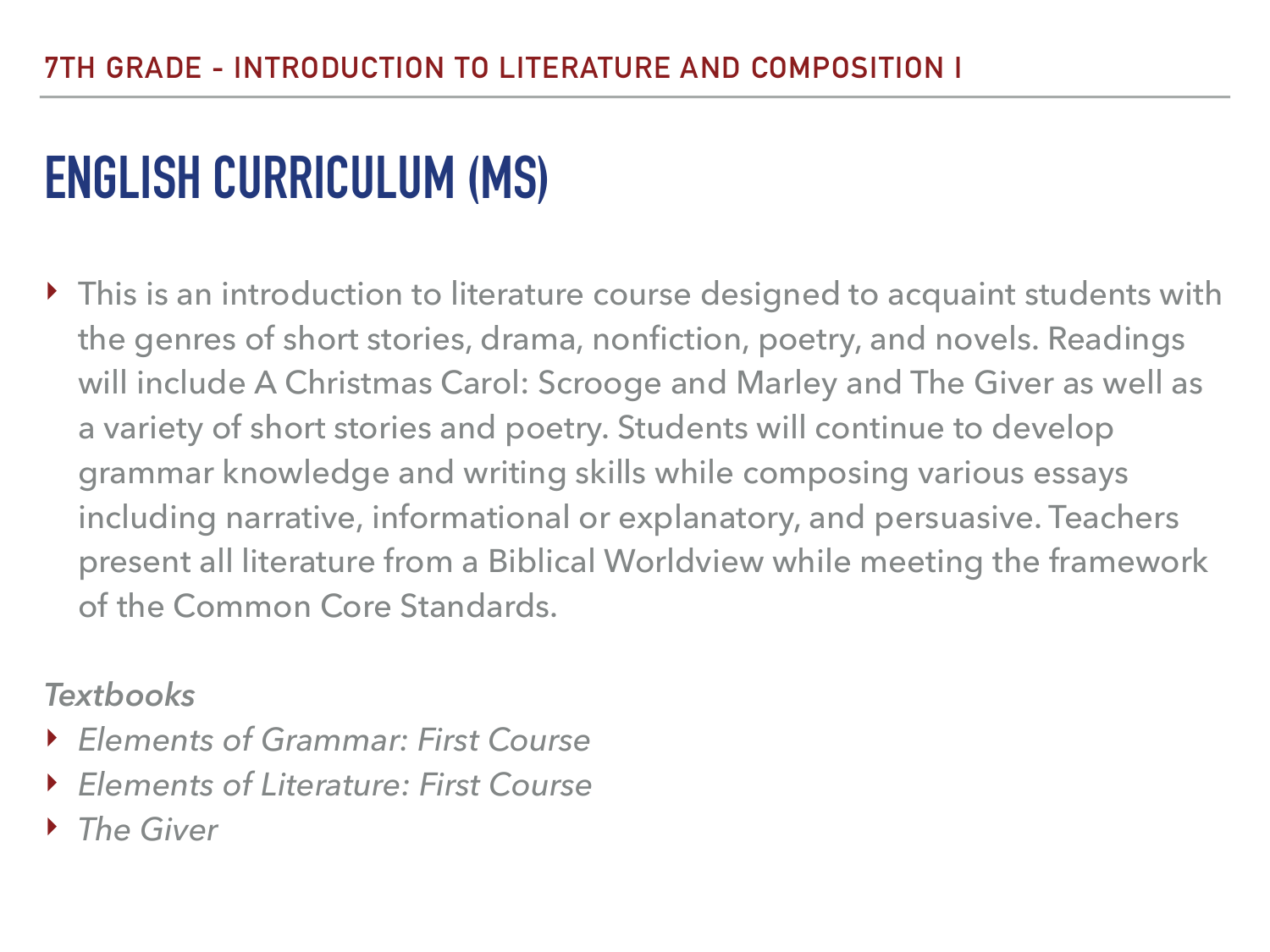7TH GRADE - INTRODUCTION TO LITERATURE AND COMPOSITION I

# ENGLISH CURRICULUM (MS)

- This is an introduction to literature course designed to acquaint students with the genres of short stories, drama, nonfiction, poetry, and novels. Readings will include A Christmas Carol: Scrooge and Marley and The Giver as well as a variety of short stories and poetry. Students will continue to develop grammar knowledge and writing skills while composing various essays including narrative, informational or explanatory, and persuasive. Teachers present all literature from a Biblical Worldview while meeting the framework of the Common Core Standards.

*Textbooks*

- *Elements of Grammar: First Course*
- *Elements of Literature: First Course*
- *The Giver*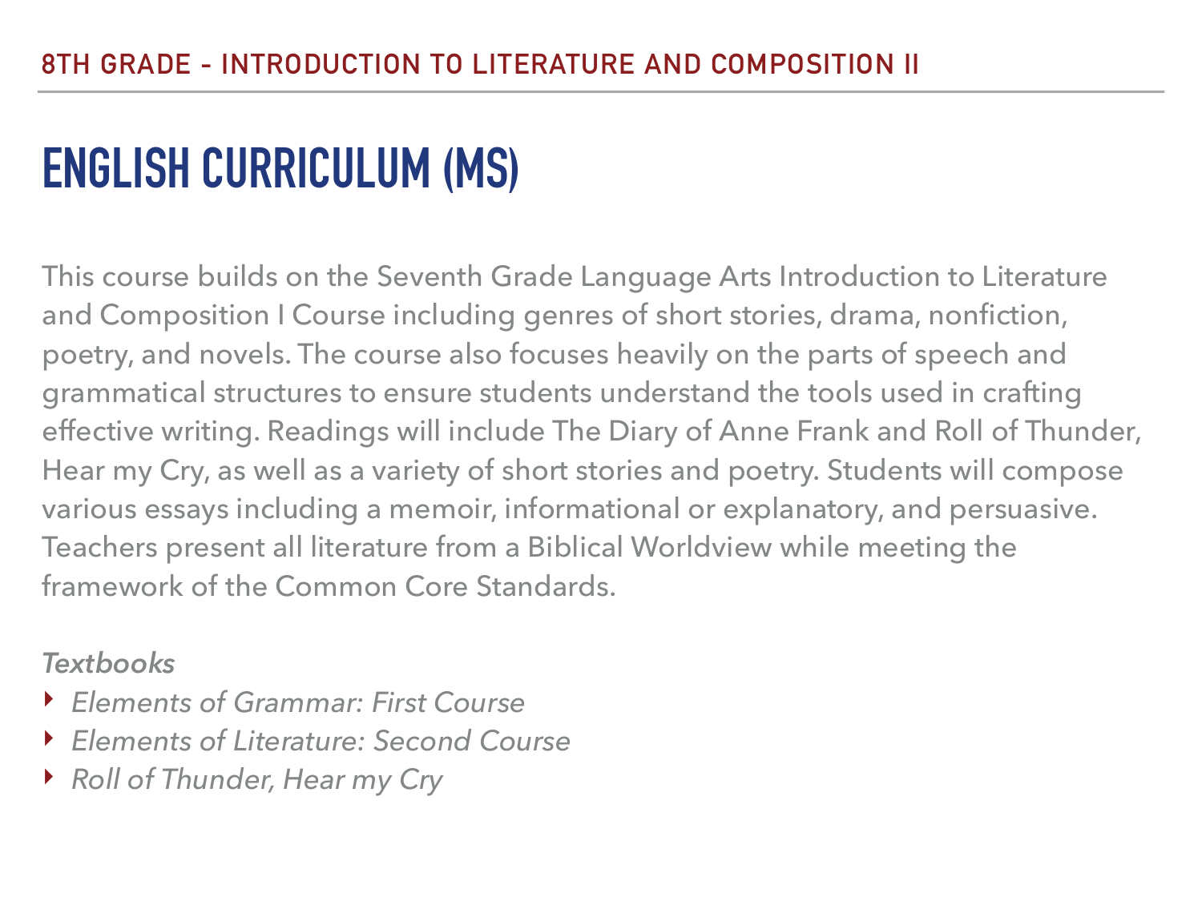8TH GRADE - INTRODUCTION TO LITERATURE AND COMPOSITION II

# ENGLISH CURRICULUM (MS)

This course builds on the Seventh Grade Language Arts Introduction to Literature and Composition I Course including genres of short stories, drama, nonfiction, poetry, and novels. The course also focuses heavily on the parts of speech and grammatical structures to ensure students understand the tools used in crafting effective writing. Readings will include The Diary of Anne Frank and Roll of Thunder, Hear my Cry, as well as a variety of short stories and poetry. Students will compose various essays including a memoir, informational or explanatory, and persuasive. Teachers present all literature from a Biblical Worldview while meeting the framework of the Common Core Standards.

*Textbooks*

- *Elements of Grammar: First Course*
- *Elements of Literature: Second Course*
- *Roll of Thunder, Hear my Cry*